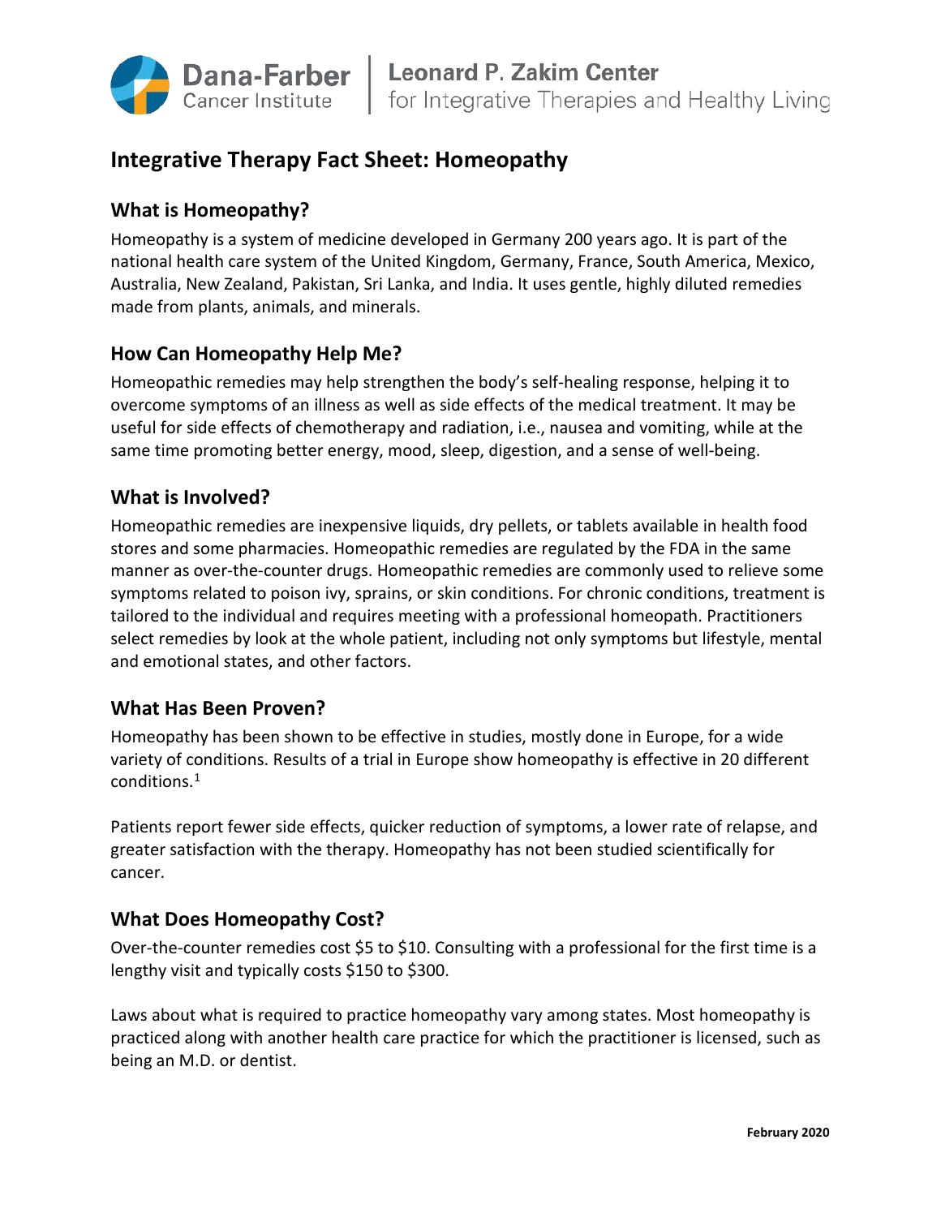Dana-Farber Cancer Institute | Leonard P. Zakim Center for Integrative Therapies and Healthy Living

# Integrative Therapy Fact Sheet: Homeopathy

## What is Homeopathy?

Homeopathy is a system of medicine developed in Germany 200 years ago. It is part of the national health care system of the United Kingdom, Germany, France, South America, Mexico, Australia, New Zealand, Pakistan, Sri Lanka, and India. It uses gentle, highly diluted remedies made from plants, animals, and minerals.

## How Can Homeopathy Help Me?

Homeopathic remedies may help strengthen the body's self-healing response, helping it to overcome symptoms of an illness as well as side effects of the medical treatment. It may be useful for side effects of chemotherapy and radiation, i.e., nausea and vomiting, while at the same time promoting better energy, mood, sleep, digestion, and a sense of well-being.

## What is Involved?

Homeopathic remedies are inexpensive liquids, dry pellets, or tablets available in health food stores and some pharmacies. Homeopathic remedies are regulated by the FDA in the same manner as over-the-counter drugs. Homeopathic remedies are commonly used to relieve some symptoms related to poison ivy, sprains, or skin conditions. For chronic conditions, treatment is tailored to the individual and requires meeting with a professional homeopath. Practitioners select remedies by look at the whole patient, including not only symptoms but lifestyle, mental and emotional states, and other factors.

## What Has Been Proven?

Homeopathy has been shown to be effective in studies, mostly done in Europe, for a wide variety of conditions. Results of a trial in Europe show homeopathy is effective in 20 different conditions.[1]

Patients report fewer side effects, quicker reduction of symptoms, a lower rate of relapse, and greater satisfaction with the therapy. Homeopathy has not been studied scientifically for cancer.

## What Does Homeopathy Cost?

Over-the-counter remedies cost $5 to $10. Consulting with a professional for the first time is a lengthy visit and typically costs $150 to $300.

Laws about what is required to practice homeopathy vary among states. Most homeopathy is practiced along with another health care practice for which the practitioner is licensed, such as being an M.D. or dentist.

**February 2020**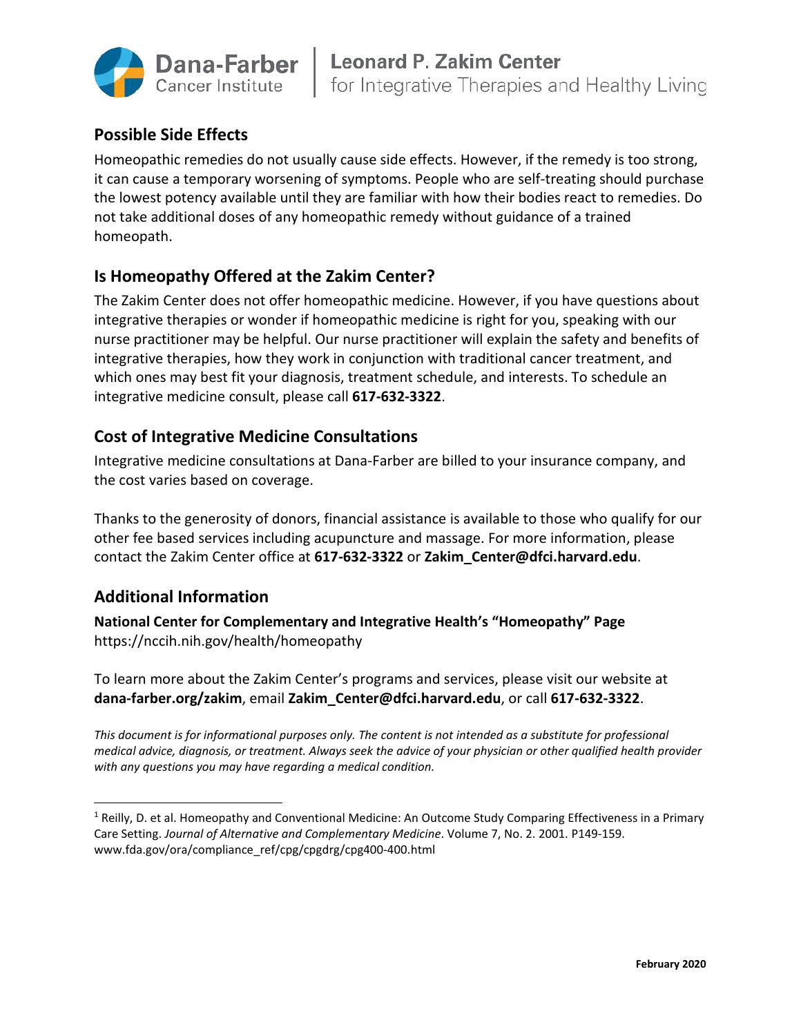## Possible Side Effects

Homeopathic remedies do not usually cause side effects. However, if the remedy is too strong, it can cause a temporary worsening of symptoms. People who are self-treating should purchase the lowest potency available until they are familiar with how their bodies react to remedies. Do not take additional doses of any homeopathic remedy without guidance of a trained homeopath.

## Is Homeopathy Offered at the Zakim Center?

The Zakim Center does not offer homeopathic medicine. However, if you have questions about integrative therapies or wonder if homeopathic medicine is right for you, speaking with our nurse practitioner may be helpful. Our nurse practitioner will explain the safety and benefits of integrative therapies, how they work in conjunction with traditional cancer treatment, and which ones may best fit your diagnosis, treatment schedule, and interests. To schedule an integrative medicine consult, please call **617-632-3322**.

## Cost of Integrative Medicine Consultations

Integrative medicine consultations at Dana-Farber are billed to your insurance company, and the cost varies based on coverage.

Thanks to the generosity of donors, financial assistance is available to those who qualify for our other fee based services including acupuncture and massage. For more information, please contact the Zakim Center office at **617-632-3322** or **Zakim_Center@dfci.harvard.edu**.

## Additional Information

**National Center for Complementary and Integrative Health's "Homeopathy" Page**
https://nccih.nih.gov/health/homeopathy

To learn more about the Zakim Center's programs and services, please visit our website at **dana-farber.org/zakim**, email **Zakim_Center@dfci.harvard.edu**, or call **617-632-3322**.

*This document is for informational purposes only. The content is not intended as a substitute for professional medical advice, diagnosis, or treatment. Always seek the advice of your physician or other qualified health provider with any questions you may have regarding a medical condition.*

---

[1] Reilly, D. et al. Homeopathy and Conventional Medicine: An Outcome Study Comparing Effectiveness in a Primary Care Setting. *Journal of Alternative and Complementary Medicine*. Volume 7, No. 2. 2001. P149-159. www.fda.gov/ora/compliance_ref/cpg/cpgdrg/cpg400-400.html

**February 2020**